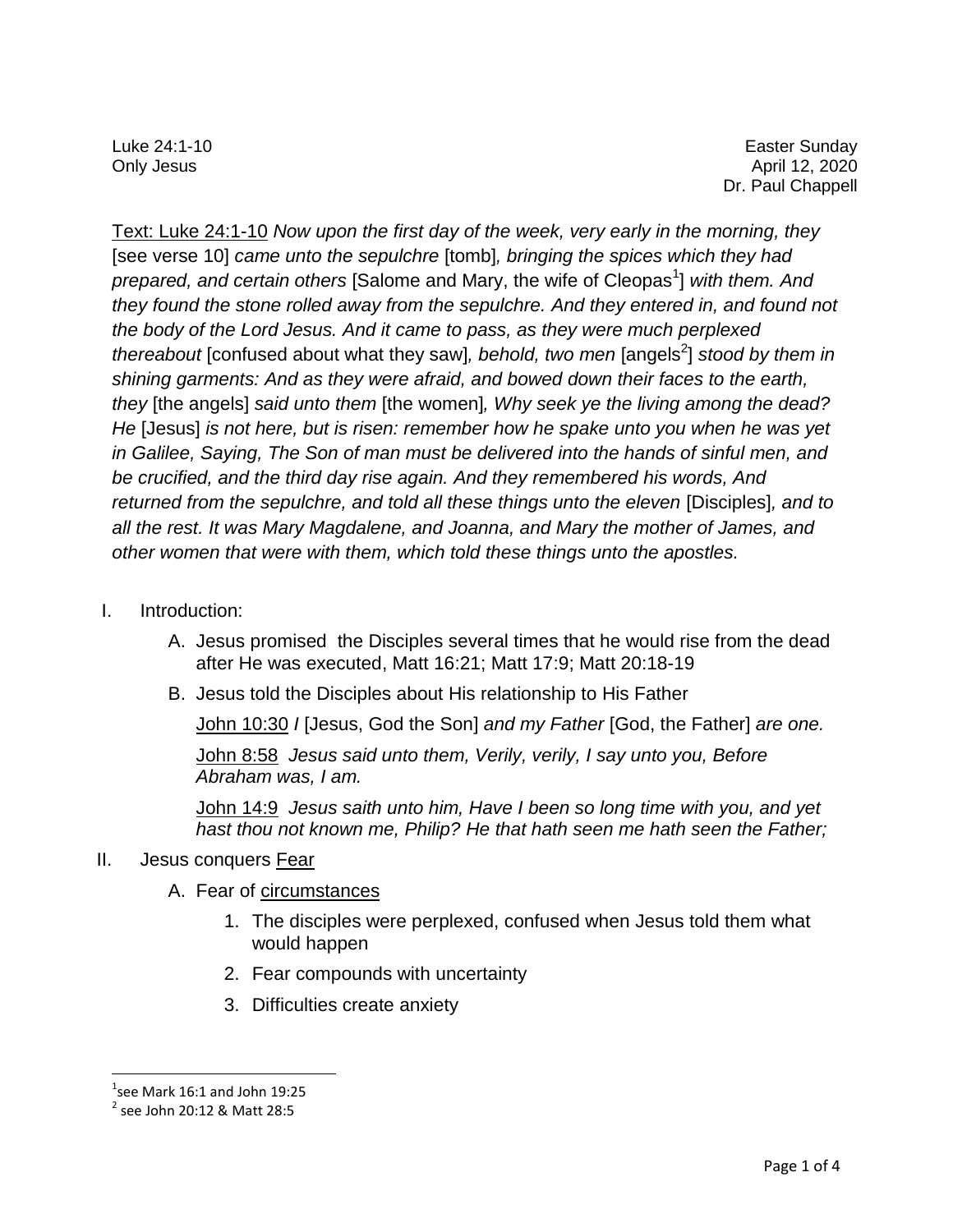Luke 24:1-10
Only Jesus

Easter Sunday
April 12, 2020
Dr. Paul Chappell

<u>Text: Luke 24:1-10</u> *Now upon the first day of the week, very early in the morning, they* [see verse 10] *came unto the sepulchre* [tomb]*, bringing the spices which they had prepared, and certain others* [Salome and Mary, the wife of Cleopas[1]] *with them. And they found the stone rolled away from the sepulchre. And they entered in, and found not the body of the Lord Jesus. And it came to pass, as they were much perplexed thereabout* [confused about what they saw]*, behold, two men* [angels[2]] *stood by them in shining garments: And as they were afraid, and bowed down their faces to the earth, they* [the angels] *said unto them* [the women]*, Why seek ye the living among the dead? He* [Jesus] *is not here, but is risen: remember how he spake unto you when he was yet in Galilee, Saying, The Son of man must be delivered into the hands of sinful men, and be crucified, and the third day rise again. And they remembered his words, And returned from the sepulchre, and told all these things unto the eleven* [Disciples]*, and to all the rest. It was Mary Magdalene, and Joanna, and Mary the mother of James, and other women that were with them, which told these things unto the apostles.*

I. Introduction:

   A. Jesus promised the Disciples several times that he would rise from the dead after He was executed, Matt 16:21; Matt 17:9; Matt 20:18-19

   B. Jesus told the Disciples about His relationship to His Father

      <u>John 10:30</u> *I* [Jesus, God the Son] *and my Father* [God, the Father] *are one.*

      <u>John 8:58</u> *Jesus said unto them, Verily, verily, I say unto you, Before Abraham was, I am.*

      <u>John 14:9</u> *Jesus saith unto him, Have I been so long time with you, and yet hast thou not known me, Philip? He that hath seen me hath seen the Father;*

II. Jesus conquers <u>Fear</u>

   A. Fear of <u>circumstances</u>

      1. The disciples were perplexed, confused when Jesus told them what would happen

      2. Fear compounds with uncertainty

      3. Difficulties create anxiety

---

[1] see Mark 16:1 and John 19:25

[2] see John 20:12 & Matt 28:5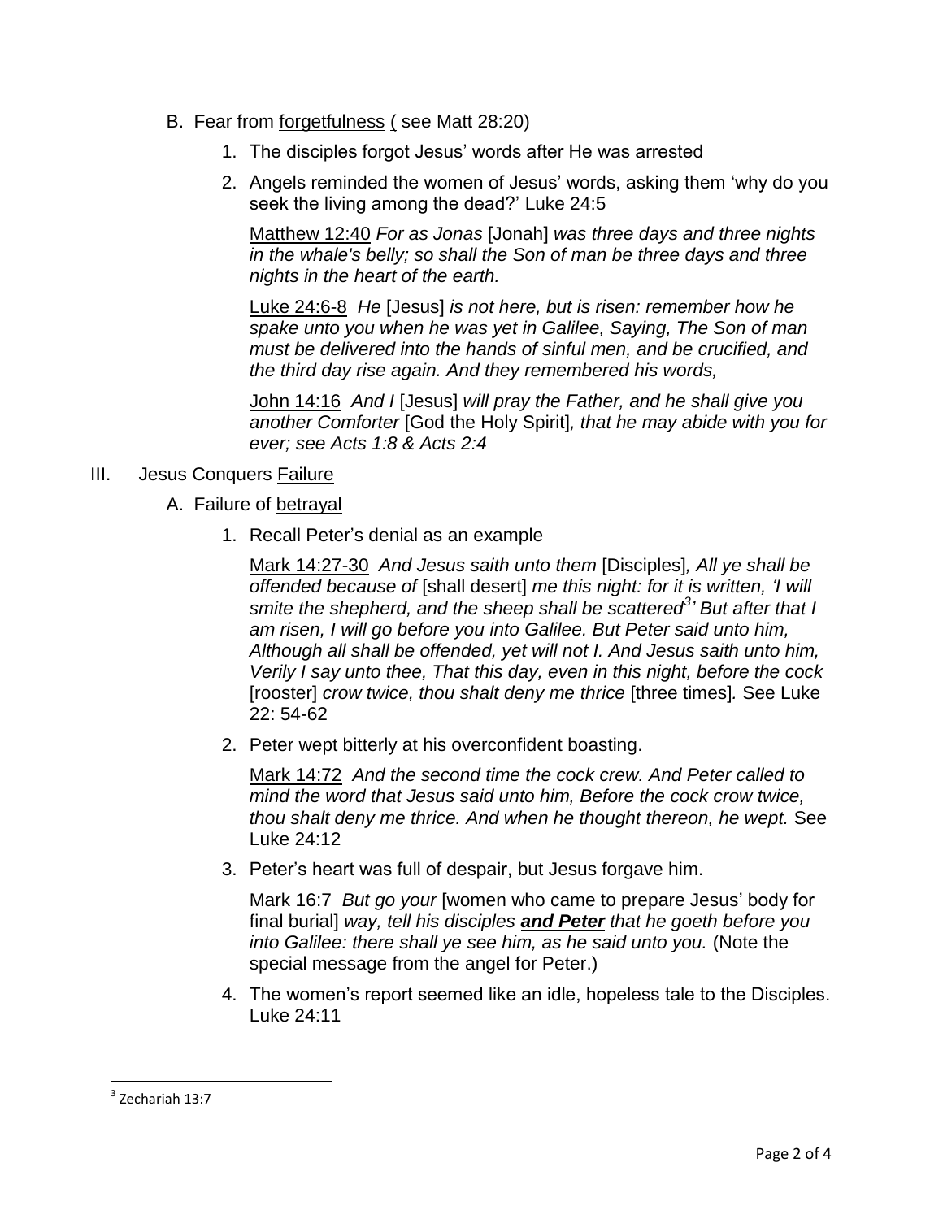B. Fear from <u>forgetfulness</u> ( see Matt 28:20)

1. The disciples forgot Jesus' words after He was arrested
2. Angels reminded the women of Jesus' words, asking them 'why do you seek the living among the dead?' Luke 24:5

   <u>Matthew 12:40</u> *For as Jonas* [Jonah] *was three days and three nights in the whale's belly; so shall the Son of man be three days and three nights in the heart of the earth.*

   <u>Luke 24:6-8</u> *He* [Jesus] *is not here, but is risen: remember how he spake unto you when he was yet in Galilee, Saying, The Son of man must be delivered into the hands of sinful men, and be crucified, and the third day rise again. And they remembered his words,*

   <u>John 14:16</u> *And I* [Jesus] *will pray the Father, and he shall give you another Comforter* [God the Holy Spirit]*, that he may abide with you for ever; see Acts 1:8 & Acts 2:4*

III. Jesus Conquers <u>Failure</u>

A. Failure of <u>betrayal</u>

1. Recall Peter's denial as an example

   <u>Mark 14:27-30</u> *And Jesus saith unto them* [Disciples]*, All ye shall be offended because of* [shall desert] *me this night: for it is written, 'I will smite the shepherd, and the sheep shall be scattered*[3]*' But after that I am risen, I will go before you into Galilee. But Peter said unto him, Although all shall be offended, yet will not I. And Jesus saith unto him, Verily I say unto thee, That this day, even in this night, before the cock* [rooster] *crow twice, thou shalt deny me thrice* [three times]*.* See Luke 22: 54-62

2. Peter wept bitterly at his overconfident boasting.

   <u>Mark 14:72</u> *And the second time the cock crew. And Peter called to mind the word that Jesus said unto him, Before the cock crow twice, thou shalt deny me thrice. And when he thought thereon, he wept.* See Luke 24:12

3. Peter's heart was full of despair, but Jesus forgave him.

   <u>Mark 16:7</u> *But go your* [women who came to prepare Jesus' body for final burial] *way, tell his disciples* ***<u>and Peter</u>*** *that he goeth before you into Galilee: there shall ye see him, as he said unto you.* (Note the special message from the angel for Peter.)

4. The women's report seemed like an idle, hopeless tale to the Disciples. Luke 24:11

---

[3] Zechariah 13:7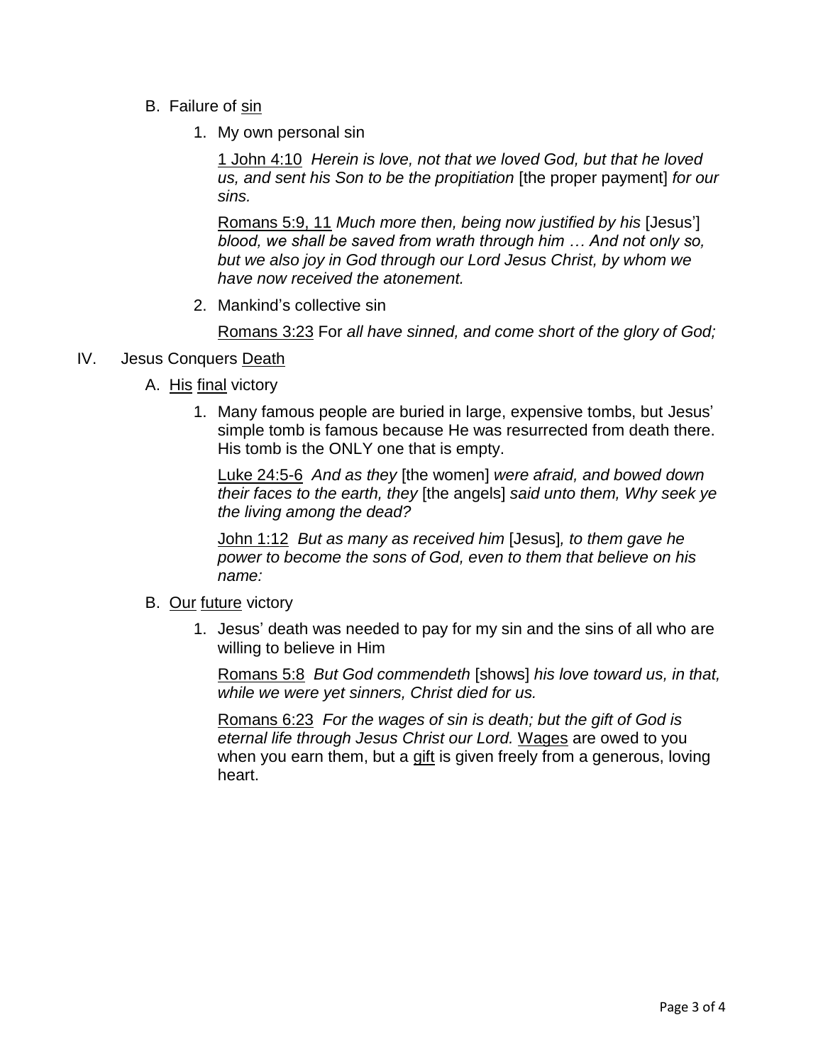B. Failure of <u>sin</u>

1. My own personal sin

   <u>1 John 4:10</u> *Herein is love, not that we loved God, but that he loved us, and sent his Son to be the propitiation* [the proper payment] *for our sins.*

   <u>Romans 5:9, 11</u> *Much more then, being now justified by his* [Jesus'] *blood, we shall be saved from wrath through him … And not only so, but we also joy in God through our Lord Jesus Christ, by whom we have now received the atonement.*

2. Mankind's collective sin

   <u>Romans 3:23</u> For *all have sinned, and come short of the glory of God;*

IV. Jesus Conquers <u>Death</u>

A. <u>His</u> <u>final</u> victory

1. Many famous people are buried in large, expensive tombs, but Jesus' simple tomb is famous because He was resurrected from death there. His tomb is the ONLY one that is empty.

   <u>Luke 24:5-6</u> *And as they* [the women] *were afraid, and bowed down their faces to the earth, they* [the angels] *said unto them, Why seek ye the living among the dead?*

   <u>John 1:12</u> *But as many as received him* [Jesus]*, to them gave he power to become the sons of God, even to them that believe on his name:*

B. <u>Our</u> <u>future</u> victory

1. Jesus' death was needed to pay for my sin and the sins of all who are willing to believe in Him

   <u>Romans 5:8</u> *But God commendeth* [shows] *his love toward us, in that, while we were yet sinners, Christ died for us.*

   <u>Romans 6:23</u> *For the wages of sin is death; but the gift of God is eternal life through Jesus Christ our Lord.* <u>Wages</u> are owed to you when you earn them, but a <u>gift</u> is given freely from a generous, loving heart.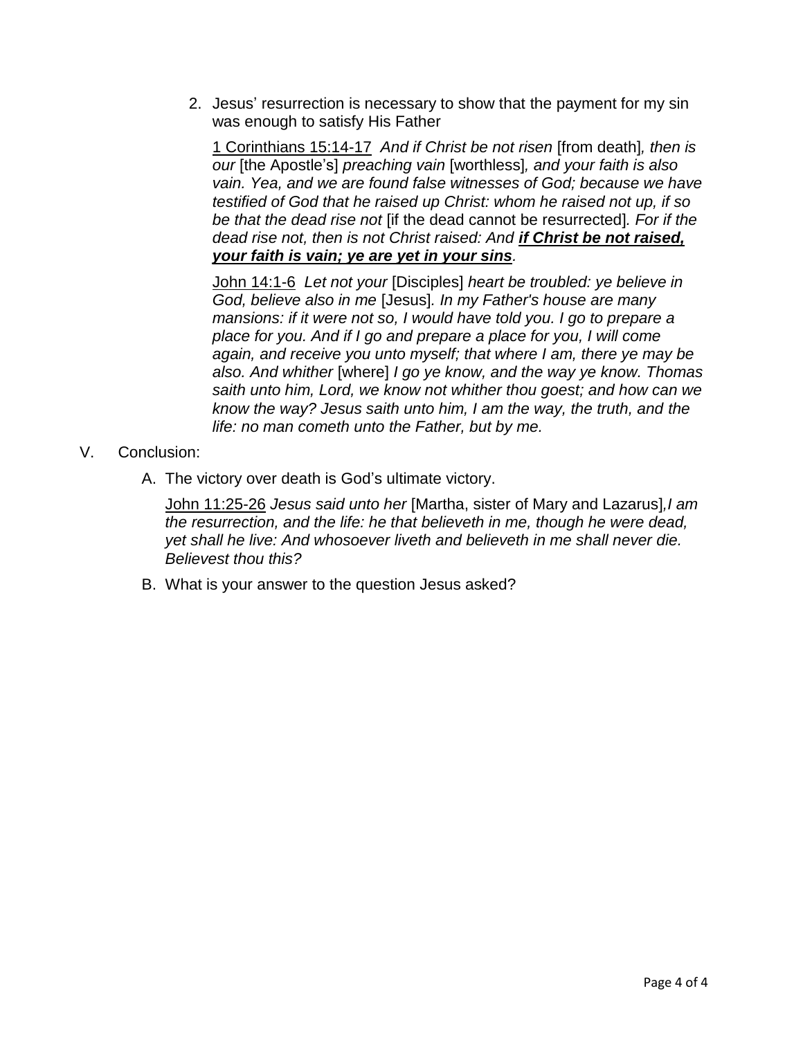2. Jesus' resurrection is necessary to show that the payment for my sin was enough to satisfy His Father

   <u>1 Corinthians 15:14-17</u> *And if Christ be not risen* [from death]*, then is our* [the Apostle's] *preaching vain* [worthless]*, and your faith is also vain. Yea, and we are found false witnesses of God; because we have testified of God that he raised up Christ: whom he raised not up, if so be that the dead rise not* [if the dead cannot be resurrected]*. For if the dead rise not, then is not Christ raised: And* ***<u>if Christ be not raised, your faith is vain; ye are yet in your sins</u>****.*

   <u>John 14:1-6</u> *Let not your* [Disciples] *heart be troubled: ye believe in God, believe also in me* [Jesus]*. In my Father's house are many mansions: if it were not so, I would have told you. I go to prepare a place for you. And if I go and prepare a place for you, I will come again, and receive you unto myself; that where I am, there ye may be also. And whither* [where] *I go ye know, and the way ye know. Thomas saith unto him, Lord, we know not whither thou goest; and how can we know the way? Jesus saith unto him, I am the way, the truth, and the life: no man cometh unto the Father, but by me.*

V. Conclusion:

   A. The victory over death is God's ultimate victory.

   <u>John 11:25-26</u> *Jesus said unto her* [Martha, sister of Mary and Lazarus]*, I am the resurrection, and the life: he that believeth in me, though he were dead, yet shall he live: And whosoever liveth and believeth in me shall never die. Believest thou this?*

   B. What is your answer to the question Jesus asked?